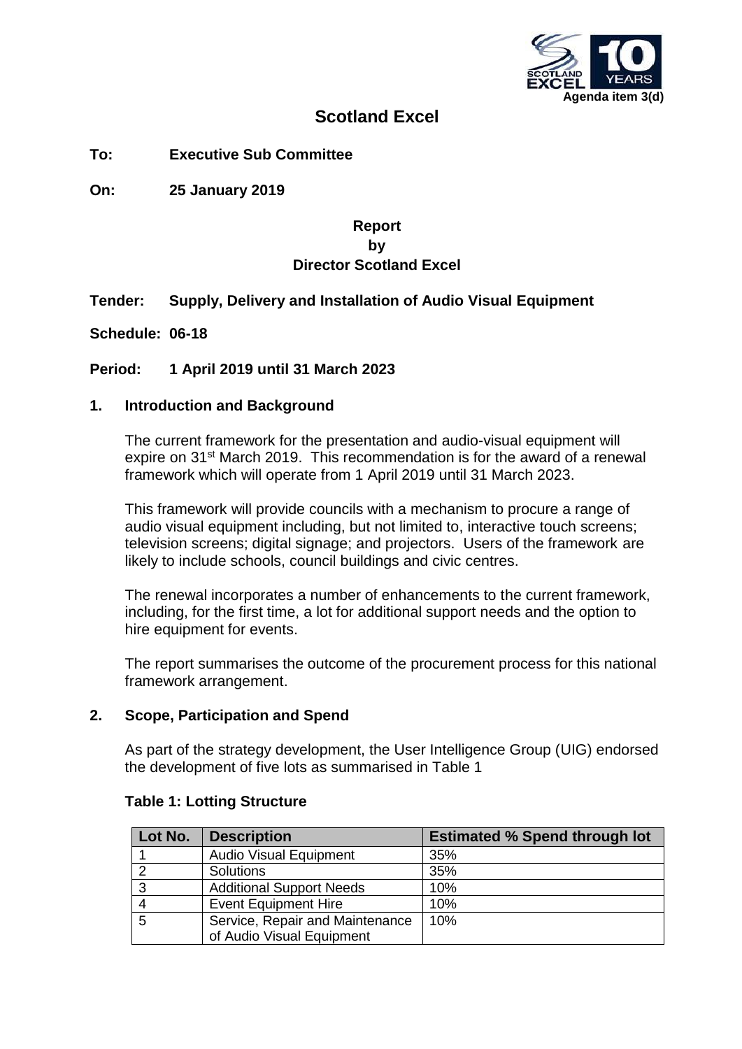Agenda item 3(d)

# Scotland Excel

**To: Executive Sub Committee**

**On: 25 January 2019**

**Report**
**by**
**Director Scotland Excel**

**Tender: Supply, Delivery and Installation of Audio Visual Equipment**

**Schedule: 06-18**

**Period: 1 April 2019 until 31 March 2023**

## 1. Introduction and Background

The current framework for the presentation and audio-visual equipment will expire on 31st March 2019. This recommendation is for the award of a renewal framework which will operate from 1 April 2019 until 31 March 2023.

This framework will provide councils with a mechanism to procure a range of audio visual equipment including, but not limited to, interactive touch screens; television screens; digital signage; and projectors. Users of the framework are likely to include schools, council buildings and civic centres.

The renewal incorporates a number of enhancements to the current framework, including, for the first time, a lot for additional support needs and the option to hire equipment for events.

The report summarises the outcome of the procurement process for this national framework arrangement.

## 2. Scope, Participation and Spend

As part of the strategy development, the User Intelligence Group (UIG) endorsed the development of five lots as summarised in Table 1

**Table 1: Lotting Structure**

| Lot No. | Description | Estimated % Spend through lot |
|---|---|---|
| 1 | Audio Visual Equipment | 35% |
| 2 | Solutions | 35% |
| 3 | Additional Support Needs | 10% |
| 4 | Event Equipment Hire | 10% |
| 5 | Service, Repair and Maintenance of Audio Visual Equipment | 10% |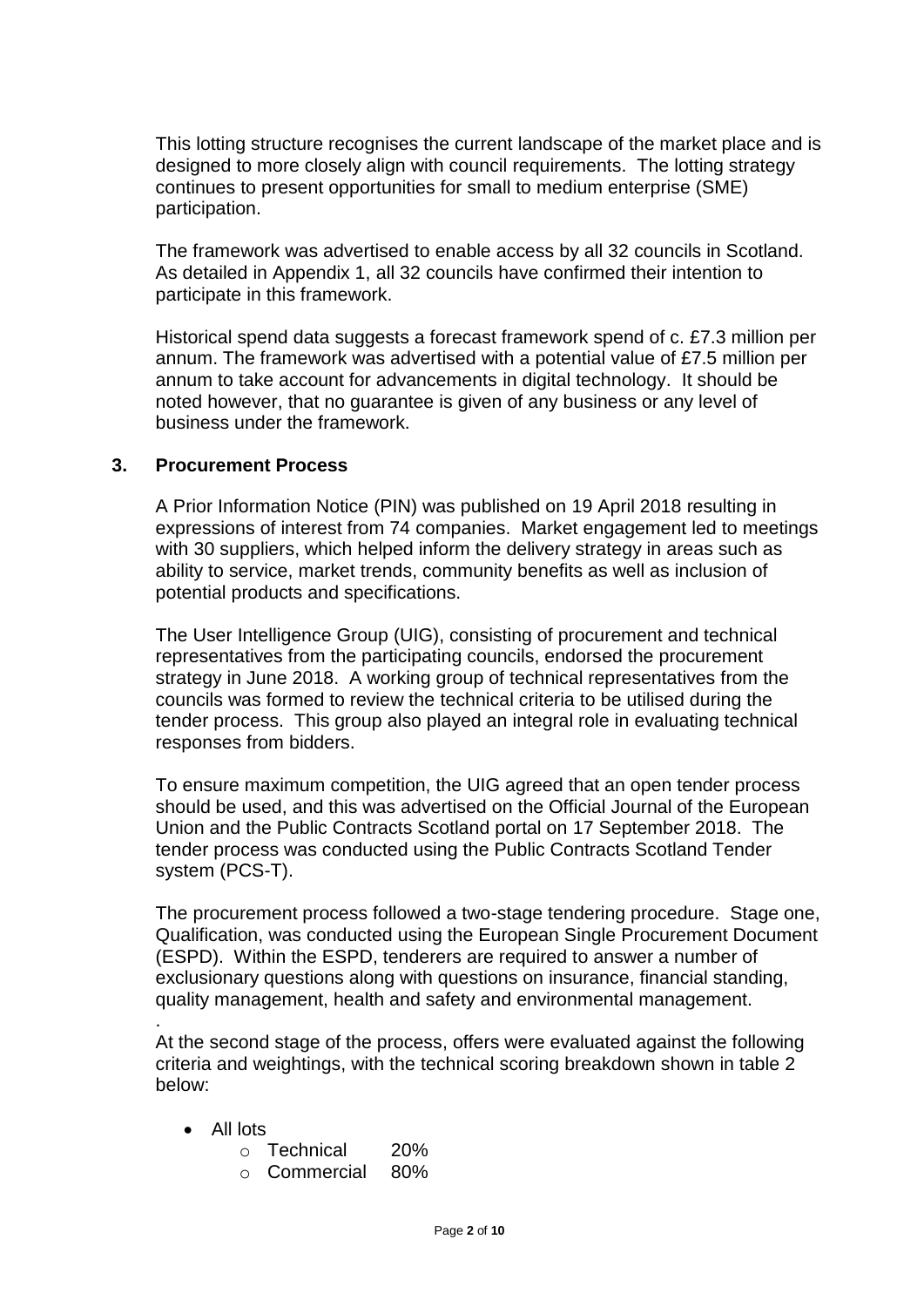This lotting structure recognises the current landscape of the market place and is designed to more closely align with council requirements. The lotting strategy continues to present opportunities for small to medium enterprise (SME) participation.

The framework was advertised to enable access by all 32 councils in Scotland. As detailed in Appendix 1, all 32 councils have confirmed their intention to participate in this framework.

Historical spend data suggests a forecast framework spend of c. £7.3 million per annum. The framework was advertised with a potential value of £7.5 million per annum to take account for advancements in digital technology. It should be noted however, that no guarantee is given of any business or any level of business under the framework.

## 3. Procurement Process

A Prior Information Notice (PIN) was published on 19 April 2018 resulting in expressions of interest from 74 companies. Market engagement led to meetings with 30 suppliers, which helped inform the delivery strategy in areas such as ability to service, market trends, community benefits as well as inclusion of potential products and specifications.

The User Intelligence Group (UIG), consisting of procurement and technical representatives from the participating councils, endorsed the procurement strategy in June 2018. A working group of technical representatives from the councils was formed to review the technical criteria to be utilised during the tender process. This group also played an integral role in evaluating technical responses from bidders.

To ensure maximum competition, the UIG agreed that an open tender process should be used, and this was advertised on the Official Journal of the European Union and the Public Contracts Scotland portal on 17 September 2018. The tender process was conducted using the Public Contracts Scotland Tender system (PCS-T).

The procurement process followed a two-stage tendering procedure. Stage one, Qualification, was conducted using the European Single Procurement Document (ESPD). Within the ESPD, tenderers are required to answer a number of exclusionary questions along with questions on insurance, financial standing, quality management, health and safety and environmental management.

At the second stage of the process, offers were evaluated against the following criteria and weightings, with the technical scoring breakdown shown in table 2 below:

- All lots
  - Technical 20%
  - Commercial 80%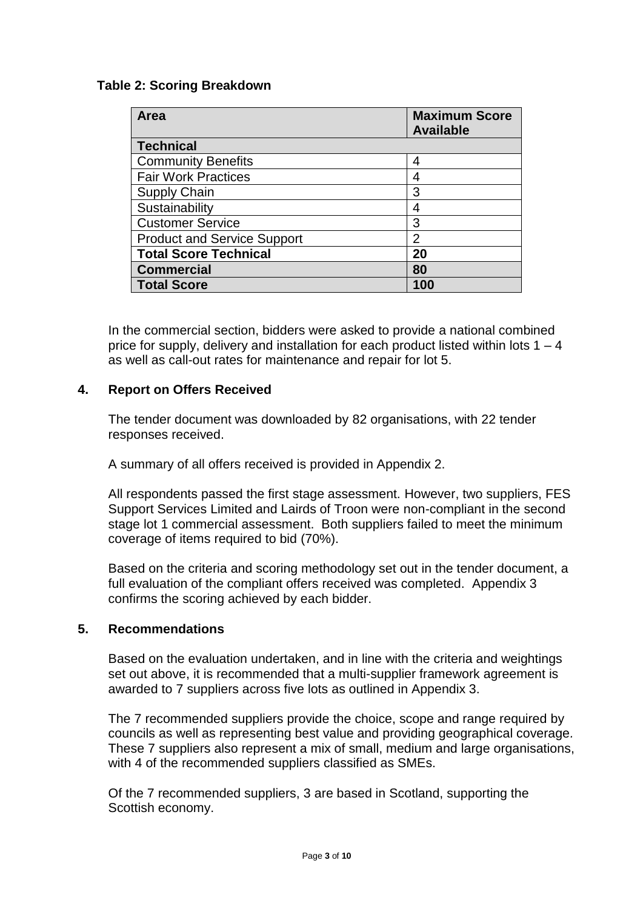**Table 2: Scoring Breakdown**

| Area | Maximum Score Available |
|---|---|
| **Technical** | |
| Community Benefits | 4 |
| Fair Work Practices | 4 |
| Supply Chain | 3 |
| Sustainability | 4 |
| Customer Service | 3 |
| Product and Service Support | 2 |
| **Total Score Technical** | **20** |
| **Commercial** | **80** |
| **Total Score** | **100** |

In the commercial section, bidders were asked to provide a national combined price for supply, delivery and installation for each product listed within lots 1 – 4 as well as call-out rates for maintenance and repair for lot 5.

## 4. Report on Offers Received

The tender document was downloaded by 82 organisations, with 22 tender responses received.

A summary of all offers received is provided in Appendix 2.

All respondents passed the first stage assessment. However, two suppliers, FES Support Services Limited and Lairds of Troon were non-compliant in the second stage lot 1 commercial assessment. Both suppliers failed to meet the minimum coverage of items required to bid (70%).

Based on the criteria and scoring methodology set out in the tender document, a full evaluation of the compliant offers received was completed. Appendix 3 confirms the scoring achieved by each bidder.

## 5. Recommendations

Based on the evaluation undertaken, and in line with the criteria and weightings set out above, it is recommended that a multi-supplier framework agreement is awarded to 7 suppliers across five lots as outlined in Appendix 3.

The 7 recommended suppliers provide the choice, scope and range required by councils as well as representing best value and providing geographical coverage. These 7 suppliers also represent a mix of small, medium and large organisations, with 4 of the recommended suppliers classified as SMEs.

Of the 7 recommended suppliers, 3 are based in Scotland, supporting the Scottish economy.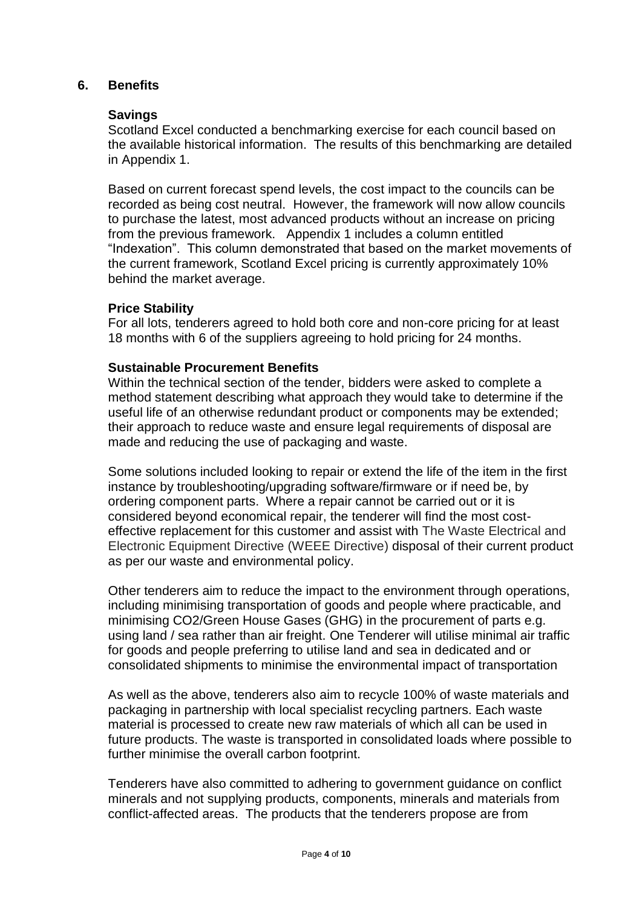## 6. Benefits

### Savings

Scotland Excel conducted a benchmarking exercise for each council based on the available historical information. The results of this benchmarking are detailed in Appendix 1.

Based on current forecast spend levels, the cost impact to the councils can be recorded as being cost neutral. However, the framework will now allow councils to purchase the latest, most advanced products without an increase on pricing from the previous framework. Appendix 1 includes a column entitled "Indexation". This column demonstrated that based on the market movements of the current framework, Scotland Excel pricing is currently approximately 10% behind the market average.

### Price Stability

For all lots, tenderers agreed to hold both core and non-core pricing for at least 18 months with 6 of the suppliers agreeing to hold pricing for 24 months.

### Sustainable Procurement Benefits

Within the technical section of the tender, bidders were asked to complete a method statement describing what approach they would take to determine if the useful life of an otherwise redundant product or components may be extended; their approach to reduce waste and ensure legal requirements of disposal are made and reducing the use of packaging and waste.

Some solutions included looking to repair or extend the life of the item in the first instance by troubleshooting/upgrading software/firmware or if need be, by ordering component parts. Where a repair cannot be carried out or it is considered beyond economical repair, the tenderer will find the most cost-effective replacement for this customer and assist with The Waste Electrical and Electronic Equipment Directive (WEEE Directive) disposal of their current product as per our waste and environmental policy.

Other tenderers aim to reduce the impact to the environment through operations, including minimising transportation of goods and people where practicable, and minimising $CO_2$/Green House Gases (GHG) in the procurement of parts e.g. using land / sea rather than air freight. One Tenderer will utilise minimal air traffic for goods and people preferring to utilise land and sea in dedicated and or consolidated shipments to minimise the environmental impact of transportation

As well as the above, tenderers also aim to recycle 100% of waste materials and packaging in partnership with local specialist recycling partners. Each waste material is processed to create new raw materials of which all can be used in future products. The waste is transported in consolidated loads where possible to further minimise the overall carbon footprint.

Tenderers have also committed to adhering to government guidance on conflict minerals and not supplying products, components, minerals and materials from conflict-affected areas. The products that the tenderers propose are from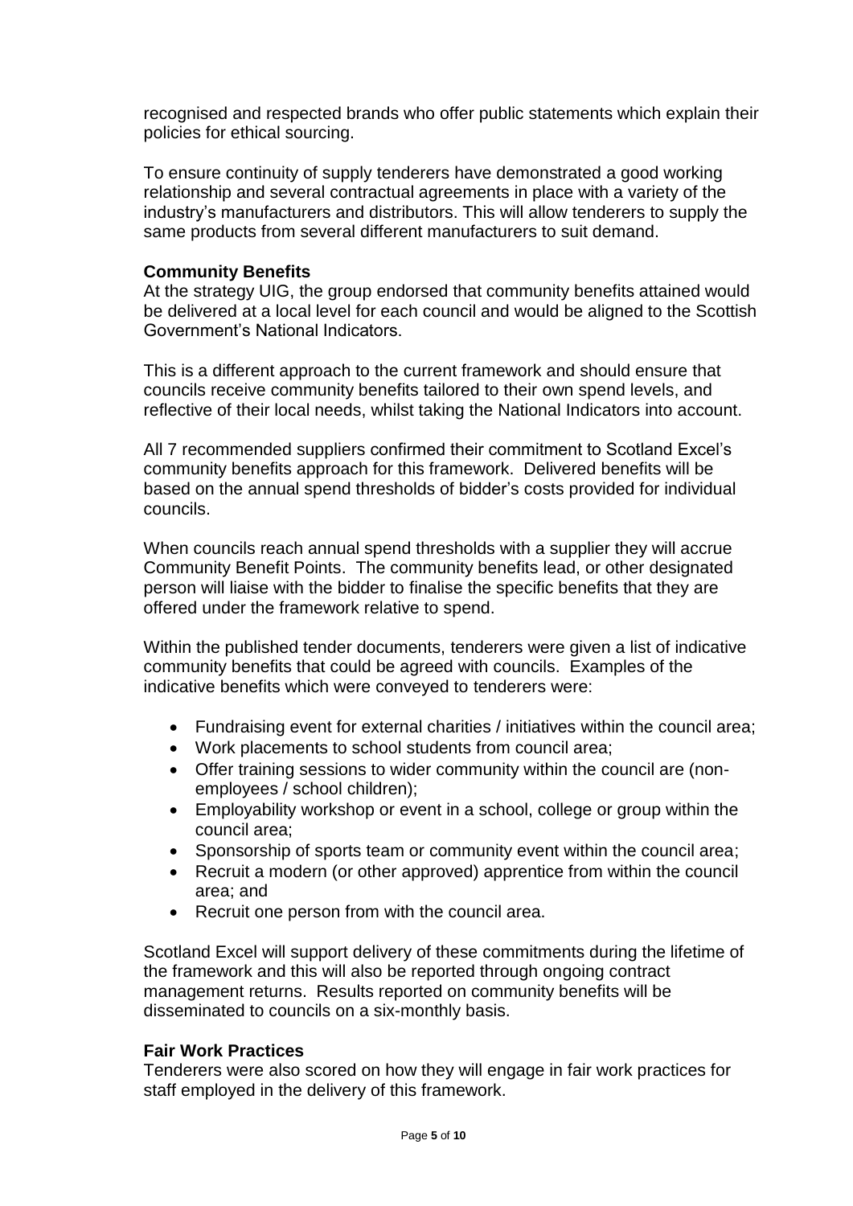recognised and respected brands who offer public statements which explain their policies for ethical sourcing.

To ensure continuity of supply tenderers have demonstrated a good working relationship and several contractual agreements in place with a variety of the industry's manufacturers and distributors. This will allow tenderers to supply the same products from several different manufacturers to suit demand.

**Community Benefits**

At the strategy UIG, the group endorsed that community benefits attained would be delivered at a local level for each council and would be aligned to the Scottish Government's National Indicators.

This is a different approach to the current framework and should ensure that councils receive community benefits tailored to their own spend levels, and reflective of their local needs, whilst taking the National Indicators into account.

All 7 recommended suppliers confirmed their commitment to Scotland Excel's community benefits approach for this framework. Delivered benefits will be based on the annual spend thresholds of bidder's costs provided for individual councils.

When councils reach annual spend thresholds with a supplier they will accrue Community Benefit Points. The community benefits lead, or other designated person will liaise with the bidder to finalise the specific benefits that they are offered under the framework relative to spend.

Within the published tender documents, tenderers were given a list of indicative community benefits that could be agreed with councils. Examples of the indicative benefits which were conveyed to tenderers were:

- Fundraising event for external charities / initiatives within the council area;
- Work placements to school students from council area;
- Offer training sessions to wider community within the council are (non-employees / school children);
- Employability workshop or event in a school, college or group within the council area;
- Sponsorship of sports team or community event within the council area;
- Recruit a modern (or other approved) apprentice from within the council area; and
- Recruit one person from with the council area.

Scotland Excel will support delivery of these commitments during the lifetime of the framework and this will also be reported through ongoing contract management returns. Results reported on community benefits will be disseminated to councils on a six-monthly basis.

**Fair Work Practices**

Tenderers were also scored on how they will engage in fair work practices for staff employed in the delivery of this framework.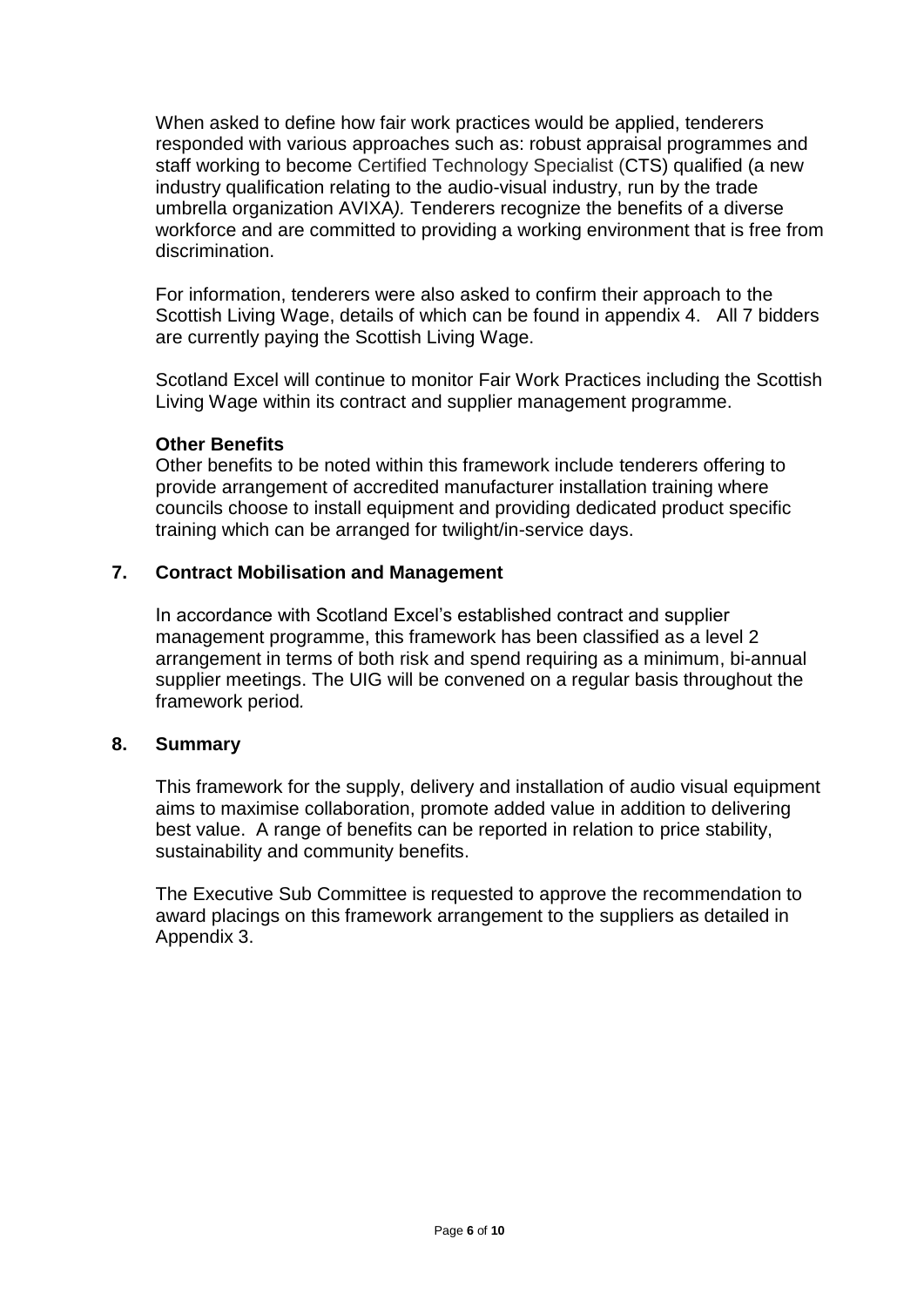When asked to define how fair work practices would be applied, tenderers responded with various approaches such as: robust appraisal programmes and staff working to become Certified Technology Specialist (CTS) qualified (a new industry qualification relating to the audio-visual industry, run by the trade umbrella organization AVIXA*).* Tenderers recognize the benefits of a diverse workforce and are committed to providing a working environment that is free from discrimination.

For information, tenderers were also asked to confirm their approach to the Scottish Living Wage, details of which can be found in appendix 4. All 7 bidders are currently paying the Scottish Living Wage.

Scotland Excel will continue to monitor Fair Work Practices including the Scottish Living Wage within its contract and supplier management programme.

**Other Benefits**

Other benefits to be noted within this framework include tenderers offering to provide arrangement of accredited manufacturer installation training where councils choose to install equipment and providing dedicated product specific training which can be arranged for twilight/in-service days.

## 7. Contract Mobilisation and Management

In accordance with Scotland Excel's established contract and supplier management programme, this framework has been classified as a level 2 arrangement in terms of both risk and spend requiring as a minimum, bi-annual supplier meetings. The UIG will be convened on a regular basis throughout the framework period*.*

## 8. Summary

This framework for the supply, delivery and installation of audio visual equipment aims to maximise collaboration, promote added value in addition to delivering best value. A range of benefits can be reported in relation to price stability, sustainability and community benefits.

The Executive Sub Committee is requested to approve the recommendation to award placings on this framework arrangement to the suppliers as detailed in Appendix 3.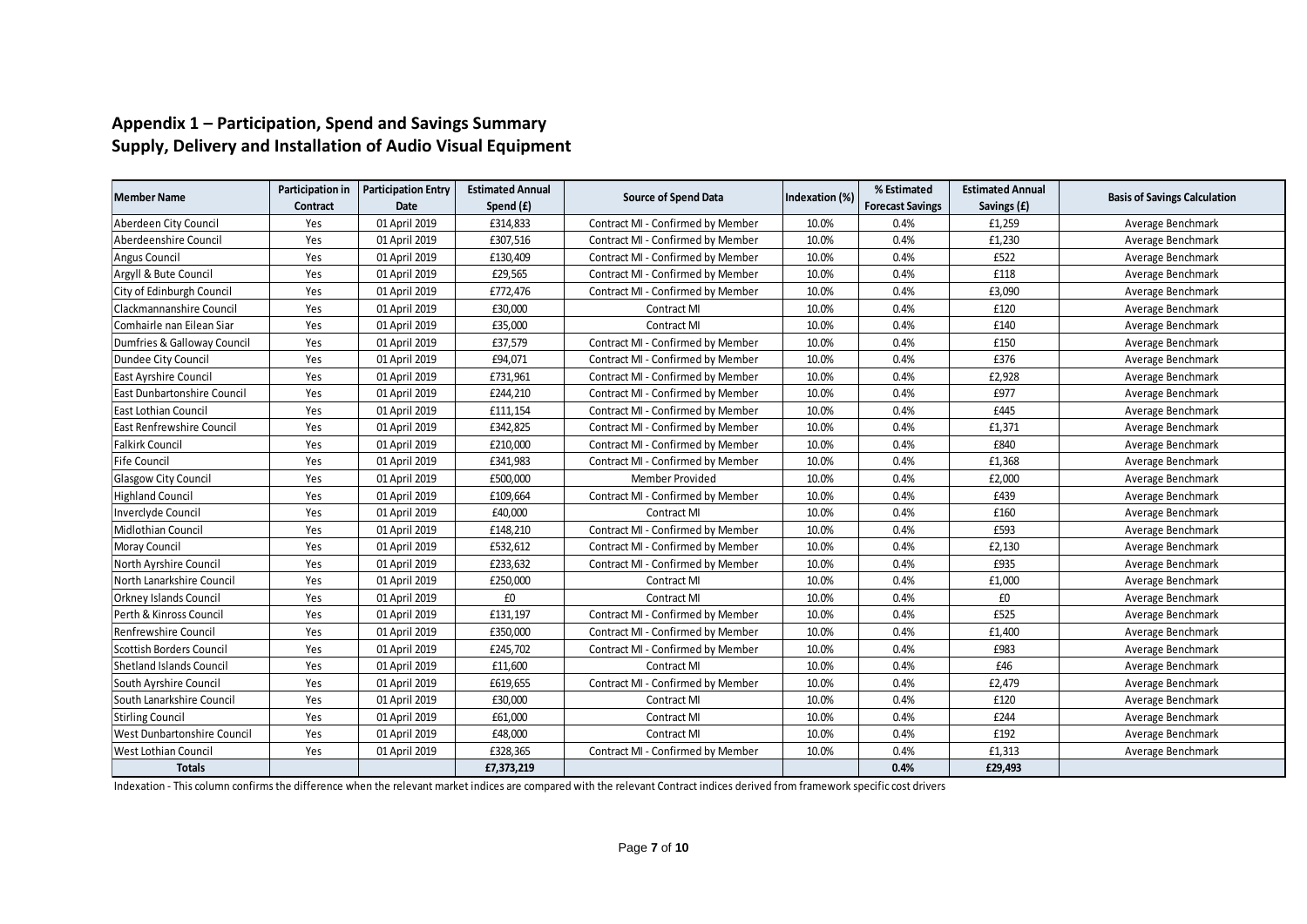## Appendix 1 – Participation, Spend and Savings Summary
## Supply, Delivery and Installation of Audio Visual Equipment

| Member Name | Participation in Contract | Participation Entry Date | Estimated Annual Spend (£) | Source of Spend Data | Indexation (%) | % Estimated Forecast Savings | Estimated Annual Savings (£) | Basis of Savings Calculation |
|---|---|---|---|---|---|---|---|---|
| Aberdeen City Council | Yes | 01 April 2019 | £314,833 | Contract MI - Confirmed by Member | 10.0% | 0.4% | £1,259 | Average Benchmark |
| Aberdeenshire Council | Yes | 01 April 2019 | £307,516 | Contract MI - Confirmed by Member | 10.0% | 0.4% | £1,230 | Average Benchmark |
| Angus Council | Yes | 01 April 2019 | £130,409 | Contract MI - Confirmed by Member | 10.0% | 0.4% | £522 | Average Benchmark |
| Argyll & Bute Council | Yes | 01 April 2019 | £29,565 | Contract MI - Confirmed by Member | 10.0% | 0.4% | £118 | Average Benchmark |
| City of Edinburgh Council | Yes | 01 April 2019 | £772,476 | Contract MI - Confirmed by Member | 10.0% | 0.4% | £3,090 | Average Benchmark |
| Clackmannanshire Council | Yes | 01 April 2019 | £30,000 | Contract MI | 10.0% | 0.4% | £120 | Average Benchmark |
| Comhairle nan Eilean Siar | Yes | 01 April 2019 | £35,000 | Contract MI | 10.0% | 0.4% | £140 | Average Benchmark |
| Dumfries & Galloway Council | Yes | 01 April 2019 | £37,579 | Contract MI - Confirmed by Member | 10.0% | 0.4% | £150 | Average Benchmark |
| Dundee City Council | Yes | 01 April 2019 | £94,071 | Contract MI - Confirmed by Member | 10.0% | 0.4% | £376 | Average Benchmark |
| East Ayrshire Council | Yes | 01 April 2019 | £731,961 | Contract MI - Confirmed by Member | 10.0% | 0.4% | £2,928 | Average Benchmark |
| East Dunbartonshire Council | Yes | 01 April 2019 | £244,210 | Contract MI - Confirmed by Member | 10.0% | 0.4% | £977 | Average Benchmark |
| East Lothian Council | Yes | 01 April 2019 | £111,154 | Contract MI - Confirmed by Member | 10.0% | 0.4% | £445 | Average Benchmark |
| East Renfrewshire Council | Yes | 01 April 2019 | £342,825 | Contract MI - Confirmed by Member | 10.0% | 0.4% | £1,371 | Average Benchmark |
| Falkirk Council | Yes | 01 April 2019 | £210,000 | Contract MI - Confirmed by Member | 10.0% | 0.4% | £840 | Average Benchmark |
| Fife Council | Yes | 01 April 2019 | £341,983 | Contract MI - Confirmed by Member | 10.0% | 0.4% | £1,368 | Average Benchmark |
| Glasgow City Council | Yes | 01 April 2019 | £500,000 | Member Provided | 10.0% | 0.4% | £2,000 | Average Benchmark |
| Highland Council | Yes | 01 April 2019 | £109,664 | Contract MI - Confirmed by Member | 10.0% | 0.4% | £439 | Average Benchmark |
| Inverclyde Council | Yes | 01 April 2019 | £40,000 | Contract MI | 10.0% | 0.4% | £160 | Average Benchmark |
| Midlothian Council | Yes | 01 April 2019 | £148,210 | Contract MI - Confirmed by Member | 10.0% | 0.4% | £593 | Average Benchmark |
| Moray Council | Yes | 01 April 2019 | £532,612 | Contract MI - Confirmed by Member | 10.0% | 0.4% | £2,130 | Average Benchmark |
| North Ayrshire Council | Yes | 01 April 2019 | £233,632 | Contract MI - Confirmed by Member | 10.0% | 0.4% | £935 | Average Benchmark |
| North Lanarkshire Council | Yes | 01 April 2019 | £250,000 | Contract MI | 10.0% | 0.4% | £1,000 | Average Benchmark |
| Orkney Islands Council | Yes | 01 April 2019 | £0 | Contract MI | 10.0% | 0.4% | £0 | Average Benchmark |
| Perth & Kinross Council | Yes | 01 April 2019 | £131,197 | Contract MI - Confirmed by Member | 10.0% | 0.4% | £525 | Average Benchmark |
| Renfrewshire Council | Yes | 01 April 2019 | £350,000 | Contract MI - Confirmed by Member | 10.0% | 0.4% | £1,400 | Average Benchmark |
| Scottish Borders Council | Yes | 01 April 2019 | £245,702 | Contract MI - Confirmed by Member | 10.0% | 0.4% | £983 | Average Benchmark |
| Shetland Islands Council | Yes | 01 April 2019 | £11,600 | Contract MI | 10.0% | 0.4% | £46 | Average Benchmark |
| South Ayrshire Council | Yes | 01 April 2019 | £619,655 | Contract MI - Confirmed by Member | 10.0% | 0.4% | £2,479 | Average Benchmark |
| South Lanarkshire Council | Yes | 01 April 2019 | £30,000 | Contract MI | 10.0% | 0.4% | £120 | Average Benchmark |
| Stirling Council | Yes | 01 April 2019 | £61,000 | Contract MI | 10.0% | 0.4% | £244 | Average Benchmark |
| West Dunbartonshire Council | Yes | 01 April 2019 | £48,000 | Contract MI | 10.0% | 0.4% | £192 | Average Benchmark |
| West Lothian Council | Yes | 01 April 2019 | £328,365 | Contract MI - Confirmed by Member | 10.0% | 0.4% | £1,313 | Average Benchmark |
| **Totals** | | | **£7,373,219** | | | **0.4%** | **£29,493** | |

Indexation - This column confirms the difference when the relevant market indices are compared with the relevant Contract indices derived from framework specific cost drivers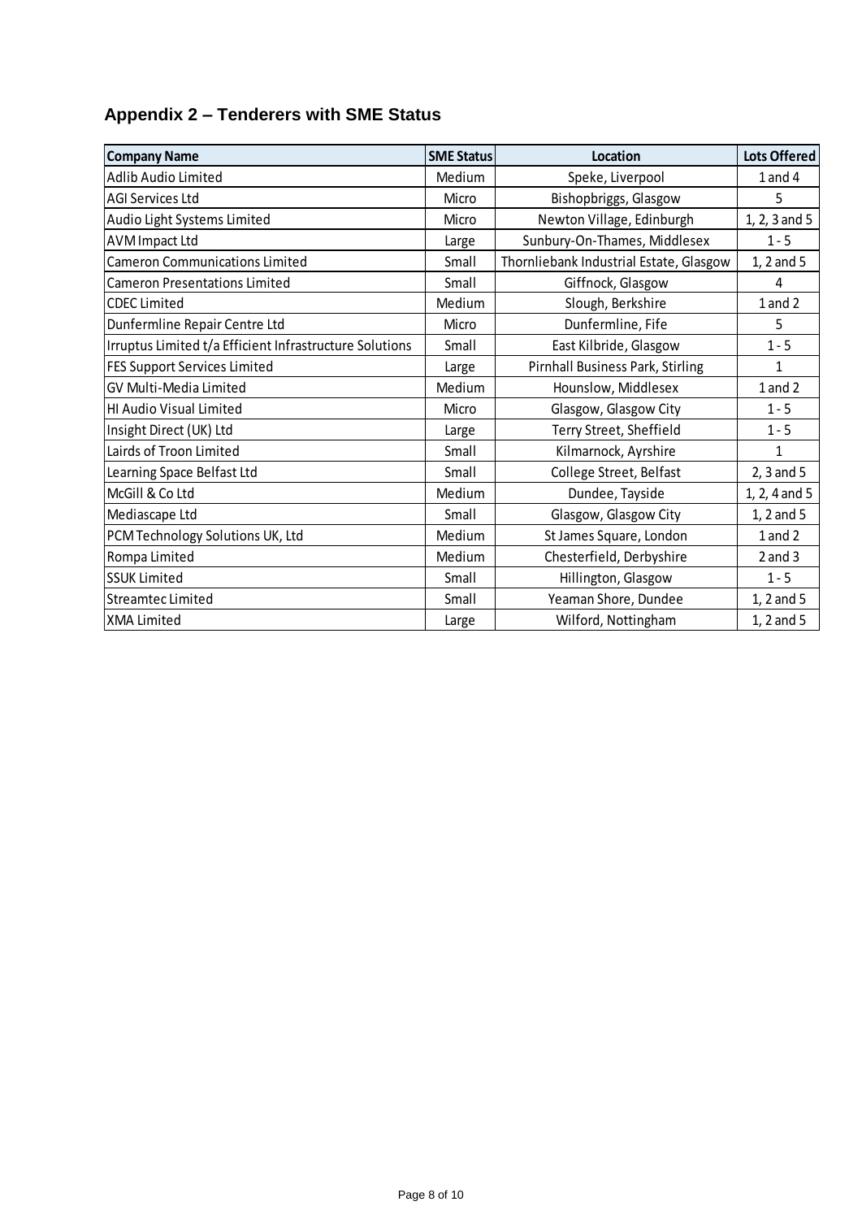## Appendix 2 – Tenderers with SME Status

| Company Name | SME Status | Location | Lots Offered |
|---|---|---|---|
| Adlib Audio Limited | Medium | Speke, Liverpool | 1 and 4 |
| AGI Services Ltd | Micro | Bishopbriggs, Glasgow | 5 |
| Audio Light Systems Limited | Micro | Newton Village, Edinburgh | 1, 2, 3 and 5 |
| AVM Impact Ltd | Large | Sunbury-On-Thames, Middlesex | 1 - 5 |
| Cameron Communications Limited | Small | Thornliebank Industrial Estate, Glasgow | 1, 2 and 5 |
| Cameron Presentations Limited | Small | Giffnock, Glasgow | 4 |
| CDEC Limited | Medium | Slough, Berkshire | 1 and 2 |
| Dunfermline Repair Centre Ltd | Micro | Dunfermline, Fife | 5 |
| Irruptus Limited t/a Efficient Infrastructure Solutions | Small | East Kilbride, Glasgow | 1 - 5 |
| FES Support Services Limited | Large | Pirnhall Business Park, Stirling | 1 |
| GV Multi-Media Limited | Medium | Hounslow, Middlesex | 1 and 2 |
| HI Audio Visual Limited | Micro | Glasgow, Glasgow City | 1 - 5 |
| Insight Direct (UK) Ltd | Large | Terry Street, Sheffield | 1 - 5 |
| Lairds of Troon Limited | Small | Kilmarnock, Ayrshire | 1 |
| Learning Space Belfast Ltd | Small | College Street, Belfast | 2, 3 and 5 |
| McGill & Co Ltd | Medium | Dundee, Tayside | 1, 2, 4 and 5 |
| Mediascape Ltd | Small | Glasgow, Glasgow City | 1, 2 and 5 |
| PCM Technology Solutions UK, Ltd | Medium | St James Square, London | 1 and 2 |
| Rompa Limited | Medium | Chesterfield, Derbyshire | 2 and 3 |
| SSUK Limited | Small | Hillington, Glasgow | 1 - 5 |
| Streamtec Limited | Small | Yeaman Shore, Dundee | 1, 2 and 5 |
| XMA Limited | Large | Wilford, Nottingham | 1, 2 and 5 |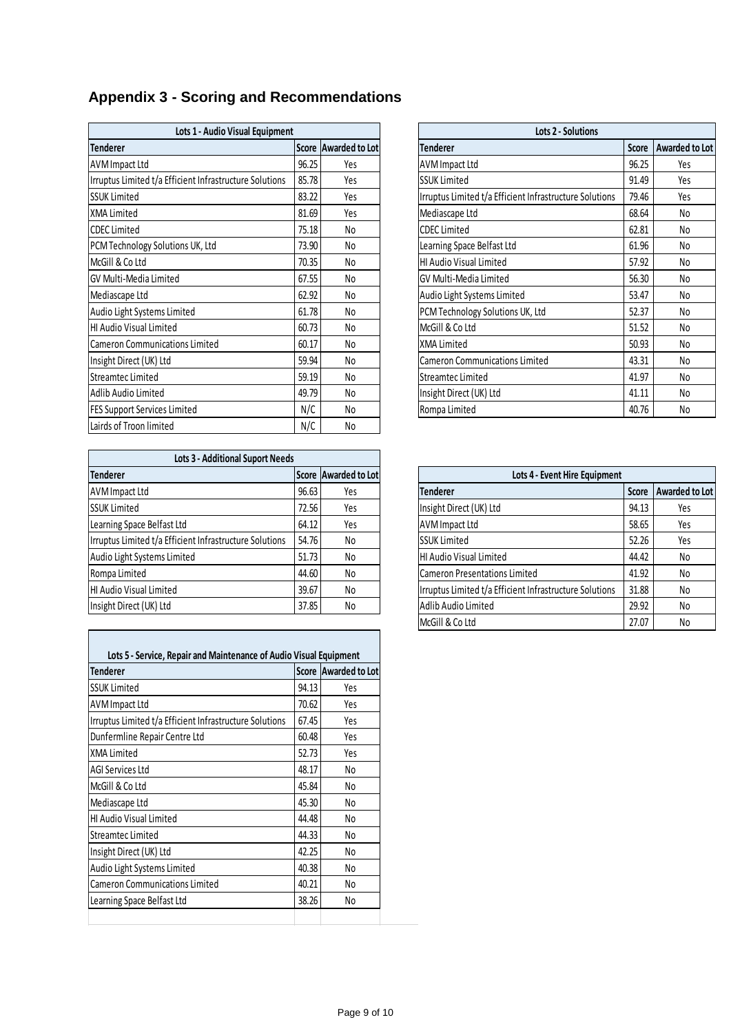# Appendix 3 - Scoring and Recommendations

| Lots 1 - Audio Visual Equipment | | |
|---|---|---|
| Tenderer | Score | Awarded to Lot |
| AVM Impact Ltd | 96.25 | Yes |
| Irruptus Limited t/a Efficient Infrastructure Solutions | 85.78 | Yes |
| SSUK Limited | 83.22 | Yes |
| XMA Limited | 81.69 | Yes |
| CDEC Limited | 75.18 | No |
| PCM Technology Solutions UK, Ltd | 73.90 | No |
| McGill & Co Ltd | 70.35 | No |
| GV Multi-Media Limited | 67.55 | No |
| Mediascape Ltd | 62.92 | No |
| Audio Light Systems Limited | 61.78 | No |
| HI Audio Visual Limited | 60.73 | No |
| Cameron Communications Limited | 60.17 | No |
| Insight Direct (UK) Ltd | 59.94 | No |
| Streamtec Limited | 59.19 | No |
| Adlib Audio Limited | 49.79 | No |
| FES Support Services Limited | N/C | No |
| Lairds of Troon limited | N/C | No |

| Lots 2 - Solutions | | |
|---|---|---|
| Tenderer | Score | Awarded to Lot |
| AVM Impact Ltd | 96.25 | Yes |
| SSUK Limited | 91.49 | Yes |
| Irruptus Limited t/a Efficient Infrastructure Solutions | 79.46 | Yes |
| Mediascape Ltd | 68.64 | No |
| CDEC Limited | 62.81 | No |
| Learning Space Belfast Ltd | 61.96 | No |
| HI Audio Visual Limited | 57.92 | No |
| GV Multi-Media Limited | 56.30 | No |
| Audio Light Systems Limited | 53.47 | No |
| PCM Technology Solutions UK, Ltd | 52.37 | No |
| McGill & Co Ltd | 51.52 | No |
| XMA Limited | 50.93 | No |
| Cameron Communications Limited | 43.31 | No |
| Streamtec Limited | 41.97 | No |
| Insight Direct (UK) Ltd | 41.11 | No |
| Rompa Limited | 40.76 | No |

| Lots 3 - Additional Suport Needs | | |
|---|---|---|
| Tenderer | Score | Awarded to Lot |
| AVM Impact Ltd | 96.63 | Yes |
| SSUK Limited | 72.56 | Yes |
| Learning Space Belfast Ltd | 64.12 | Yes |
| Irruptus Limited t/a Efficient Infrastructure Solutions | 54.76 | No |
| Audio Light Systems Limited | 51.73 | No |
| Rompa Limited | 44.60 | No |
| HI Audio Visual Limited | 39.67 | No |
| Insight Direct (UK) Ltd | 37.85 | No |

| Lots 4 - Event Hire Equipment | | |
|---|---|---|
| Tenderer | Score | Awarded to Lot |
| Insight Direct (UK) Ltd | 94.13 | Yes |
| AVM Impact Ltd | 58.65 | Yes |
| SSUK Limited | 52.26 | Yes |
| HI Audio Visual Limited | 44.42 | No |
| Cameron Presentations Limited | 41.92 | No |
| Irruptus Limited t/a Efficient Infrastructure Solutions | 31.88 | No |
| Adlib Audio Limited | 29.92 | No |
| McGill & Co Ltd | 27.07 | No |

| Lots 5 - Service, Repair and Maintenance of Audio Visual Equipment | | |
|---|---|---|
| Tenderer | Score | Awarded to Lot |
| SSUK Limited | 94.13 | Yes |
| AVM Impact Ltd | 70.62 | Yes |
| Irruptus Limited t/a Efficient Infrastructure Solutions | 67.45 | Yes |
| Dunfermline Repair Centre Ltd | 60.48 | Yes |
| XMA Limited | 52.73 | Yes |
| AGI Services Ltd | 48.17 | No |
| McGill & Co Ltd | 45.84 | No |
| Mediascape Ltd | 45.30 | No |
| HI Audio Visual Limited | 44.48 | No |
| Streamtec Limited | 44.33 | No |
| Insight Direct (UK) Ltd | 42.25 | No |
| Audio Light Systems Limited | 40.38 | No |
| Cameron Communications Limited | 40.21 | No |
| Learning Space Belfast Ltd | 38.26 | No |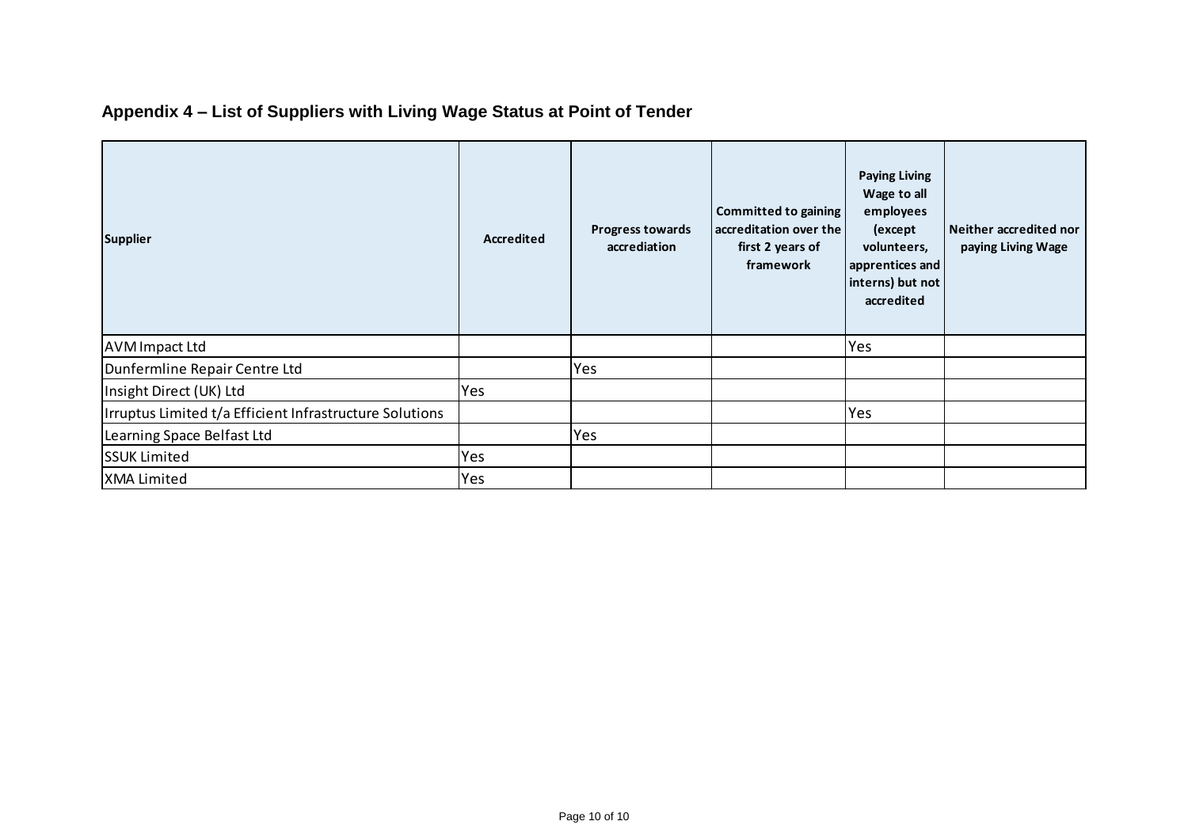## Appendix 4 – List of Suppliers with Living Wage Status at Point of Tender

| Supplier | Accredited | Progress towards accrediation | Committed to gaining accreditation over the first 2 years of framework | Paying Living Wage to all employees (except volunteers, apprentices and interns) but not accredited | Neither accredited nor paying Living Wage |
|---|---|---|---|---|---|
| AVM Impact Ltd | | | | Yes | |
| Dunfermline Repair Centre Ltd | | Yes | | | |
| Insight Direct (UK) Ltd | Yes | | | | |
| Irruptus Limited t/a Efficient Infrastructure Solutions | | | | Yes | |
| Learning Space Belfast Ltd | | Yes | | | |
| SSUK Limited | Yes | | | | |
| XMA Limited | Yes | | | | |